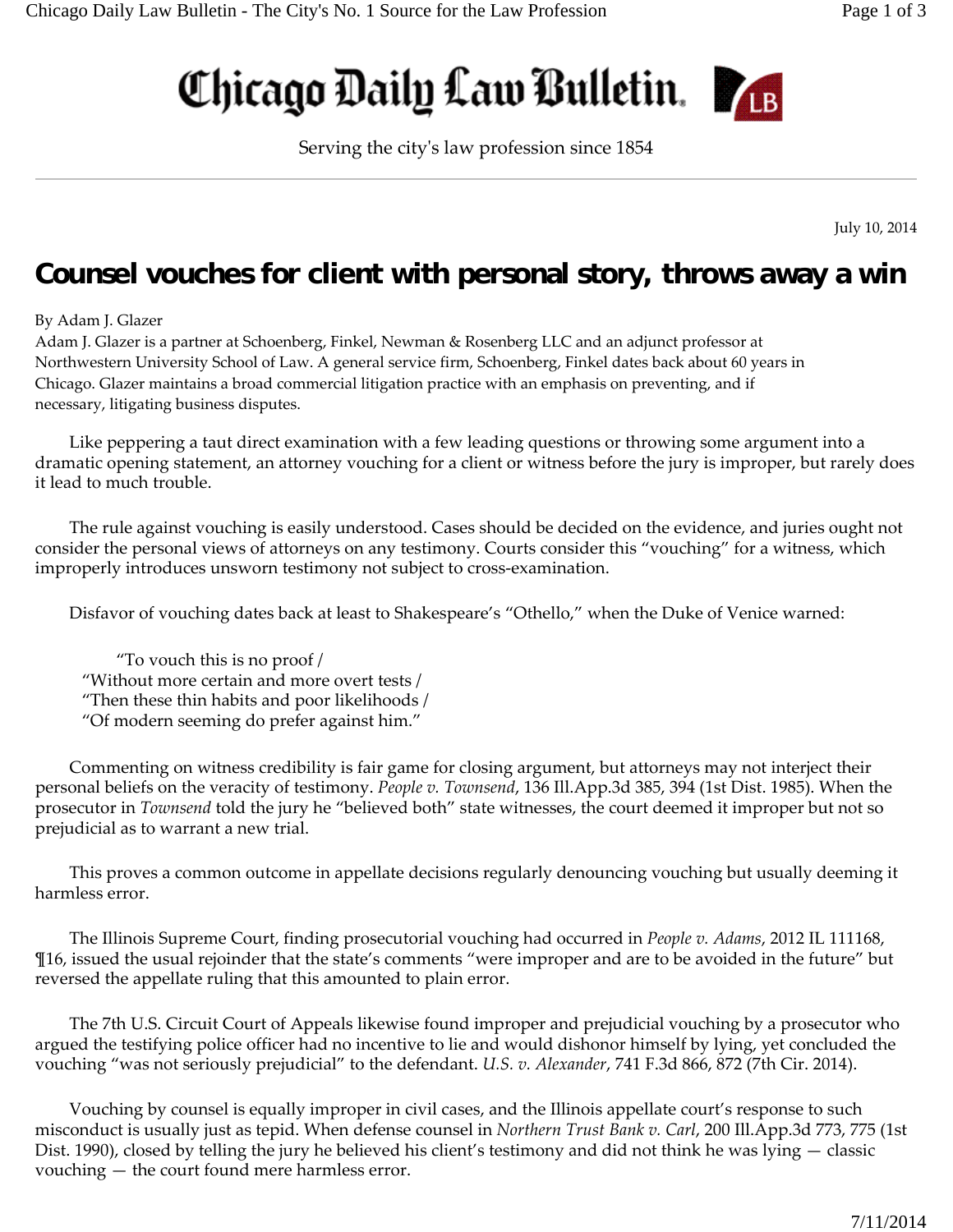# Chicago Daily Law Bulletin

Serving the city's law profession since 1854

July 10, 2014

## Counsel vouches for client with personal story, throws away a win

By Adam J. Glazer

Adam J. Glazer is a partner at Schoenberg, Finkel, Newman & Rosenberg LLC and an adjunct professor at Northwestern University School of Law. A general service firm, Schoenberg, Finkel dates back about 60 years in Chicago. Glazer maintains a broad commercial litigation practice with an emphasis on preventing, and if necessary, litigating business disputes.

Like peppering a taut direct examination with a few leading questions or throwing some argument into a dramatic opening statement, an attorney vouching for a client or witness before the jury is improper, but rarely does it lead to much trouble.

The rule against vouching is easily understood. Cases should be decided on the evidence, and juries ought not consider the personal views of attorneys on any testimony. Courts consider this "vouching" for a witness, which improperly introduces unsworn testimony not subject to cross-examination.

Disfavor of vouching dates back at least to Shakespeare's "Othello," when the Duke of Venice warned:

> "To vouch this is no proof /
> "Without more certain and more overt tests /
> "Then these thin habits and poor likelihoods /
> "Of modern seeming do prefer against him."

Commenting on witness credibility is fair game for closing argument, but attorneys may not interject their personal beliefs on the veracity of testimony. *People v. Townsend*, 136 Ill.App.3d 385, 394 (1st Dist. 1985). When the prosecutor in *Townsend* told the jury he "believed both" state witnesses, the court deemed it improper but not so prejudicial as to warrant a new trial.

This proves a common outcome in appellate decisions regularly denouncing vouching but usually deeming it harmless error.

The Illinois Supreme Court, finding prosecutorial vouching had occurred in *People v. Adams*, 2012 IL 111168, ¶16, issued the usual rejoinder that the state's comments "were improper and are to be avoided in the future" but reversed the appellate ruling that this amounted to plain error.

The 7th U.S. Circuit Court of Appeals likewise found improper and prejudicial vouching by a prosecutor who argued the testifying police officer had no incentive to lie and would dishonor himself by lying, yet concluded the vouching "was not seriously prejudicial" to the defendant. *U.S. v. Alexander*, 741 F.3d 866, 872 (7th Cir. 2014).

Vouching by counsel is equally improper in civil cases, and the Illinois appellate court's response to such misconduct is usually just as tepid. When defense counsel in *Northern Trust Bank v. Carl*, 200 Ill.App.3d 773, 775 (1st Dist. 1990), closed by telling the jury he believed his client's testimony and did not think he was lying — classic vouching — the court found mere harmless error.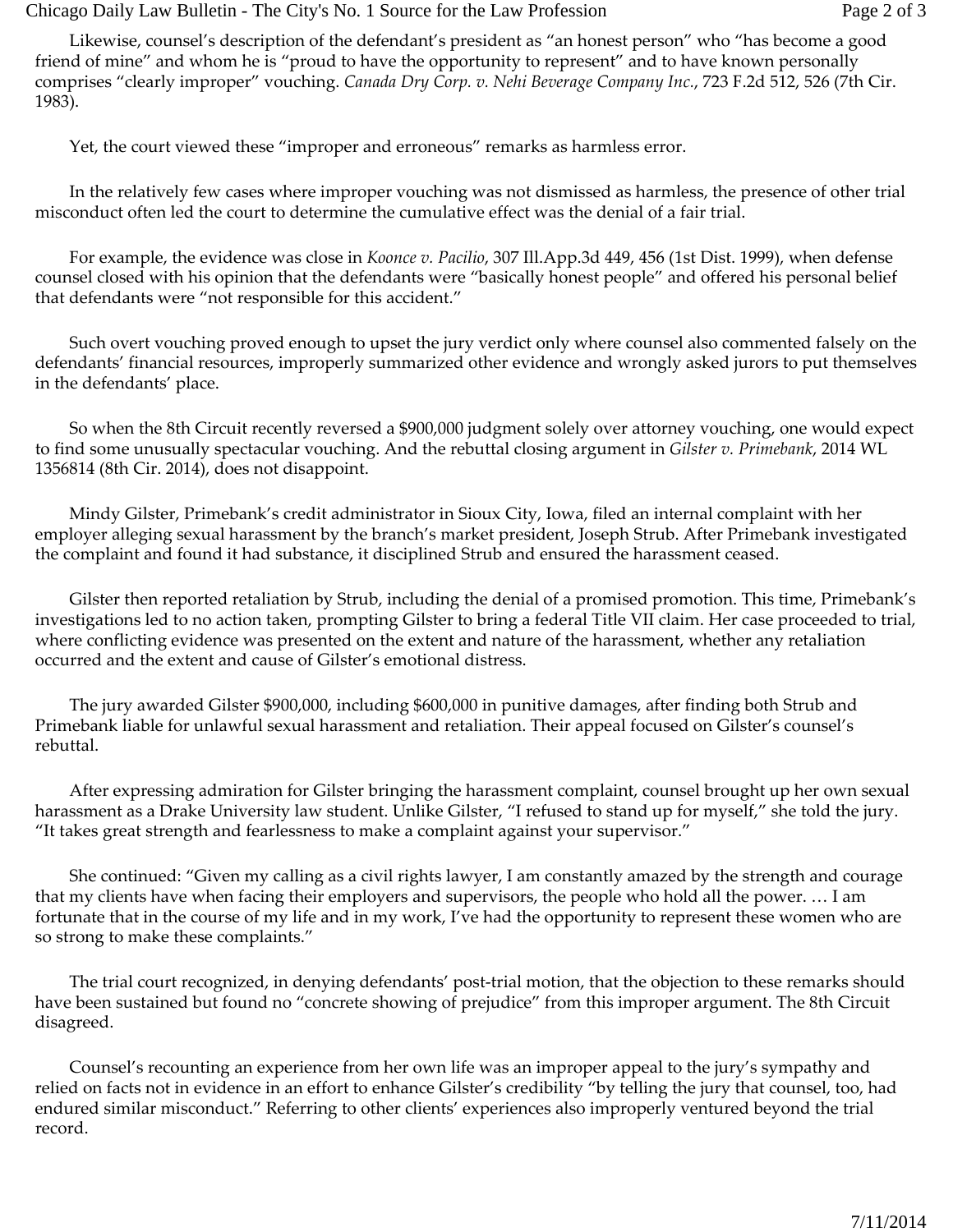Likewise, counsel's description of the defendant's president as "an honest person" who "has become a good friend of mine" and whom he is "proud to have the opportunity to represent" and to have known personally comprises "clearly improper" vouching. *Canada Dry Corp. v. Nehi Beverage Company Inc.*, 723 F.2d 512, 526 (7th Cir. 1983).

Yet, the court viewed these "improper and erroneous" remarks as harmless error.

In the relatively few cases where improper vouching was not dismissed as harmless, the presence of other trial misconduct often led the court to determine the cumulative effect was the denial of a fair trial.

For example, the evidence was close in *Koonce v. Pacilio*, 307 Ill.App.3d 449, 456 (1st Dist. 1999), when defense counsel closed with his opinion that the defendants were "basically honest people" and offered his personal belief that defendants were "not responsible for this accident."

Such overt vouching proved enough to upset the jury verdict only where counsel also commented falsely on the defendants' financial resources, improperly summarized other evidence and wrongly asked jurors to put themselves in the defendants' place.

So when the 8th Circuit recently reversed a $900,000 judgment solely over attorney vouching, one would expect to find some unusually spectacular vouching. And the rebuttal closing argument in *Gilster v. Primebank*, 2014 WL 1356814 (8th Cir. 2014), does not disappoint.

Mindy Gilster, Primebank's credit administrator in Sioux City, Iowa, filed an internal complaint with her employer alleging sexual harassment by the branch's market president, Joseph Strub. After Primebank investigated the complaint and found it had substance, it disciplined Strub and ensured the harassment ceased.

Gilster then reported retaliation by Strub, including the denial of a promised promotion. This time, Primebank's investigations led to no action taken, prompting Gilster to bring a federal Title VII claim. Her case proceeded to trial, where conflicting evidence was presented on the extent and nature of the harassment, whether any retaliation occurred and the extent and cause of Gilster's emotional distress.

The jury awarded Gilster $900,000, including $600,000 in punitive damages, after finding both Strub and Primebank liable for unlawful sexual harassment and retaliation. Their appeal focused on Gilster's counsel's rebuttal.

After expressing admiration for Gilster bringing the harassment complaint, counsel brought up her own sexual harassment as a Drake University law student. Unlike Gilster, "I refused to stand up for myself," she told the jury. "It takes great strength and fearlessness to make a complaint against your supervisor."

She continued: "Given my calling as a civil rights lawyer, I am constantly amazed by the strength and courage that my clients have when facing their employers and supervisors, the people who hold all the power. … I am fortunate that in the course of my life and in my work, I've had the opportunity to represent these women who are so strong to make these complaints."

The trial court recognized, in denying defendants' post-trial motion, that the objection to these remarks should have been sustained but found no "concrete showing of prejudice" from this improper argument. The 8th Circuit disagreed.

Counsel's recounting an experience from her own life was an improper appeal to the jury's sympathy and relied on facts not in evidence in an effort to enhance Gilster's credibility "by telling the jury that counsel, too, had endured similar misconduct." Referring to other clients' experiences also improperly ventured beyond the trial record.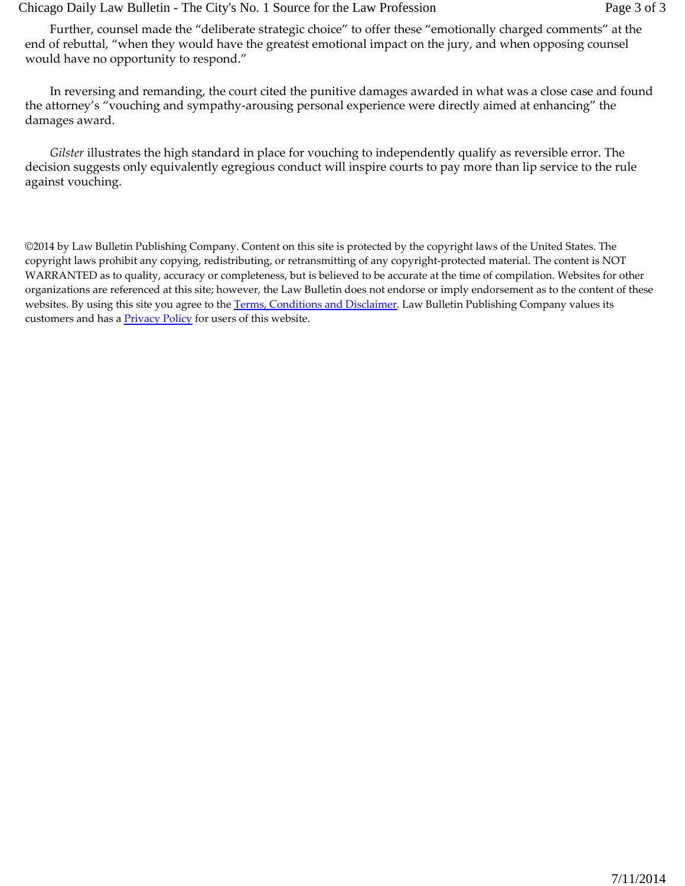Further, counsel made the "deliberate strategic choice" to offer these "emotionally charged comments" at the end of rebuttal, "when they would have the greatest emotional impact on the jury, and when opposing counsel would have no opportunity to respond."

In reversing and remanding, the court cited the punitive damages awarded in what was a close case and found the attorney's "vouching and sympathy-arousing personal experience were directly aimed at enhancing" the damages award.

*Gilster* illustrates the high standard in place for vouching to independently qualify as reversible error. The decision suggests only equivalently egregious conduct will inspire courts to pay more than lip service to the rule against vouching.

©2014 by Law Bulletin Publishing Company. Content on this site is protected by the copyright laws of the United States. The copyright laws prohibit any copying, redistributing, or retransmitting of any copyright-protected material. The content is NOT WARRANTED as to quality, accuracy or completeness, but is believed to be accurate at the time of compilation. Websites for other organizations are referenced at this site; however, the Law Bulletin does not endorse or imply endorsement as to the content of these websites. By using this site you agree to the Terms, Conditions and Disclaimer. Law Bulletin Publishing Company values its customers and has a Privacy Policy for users of this website.